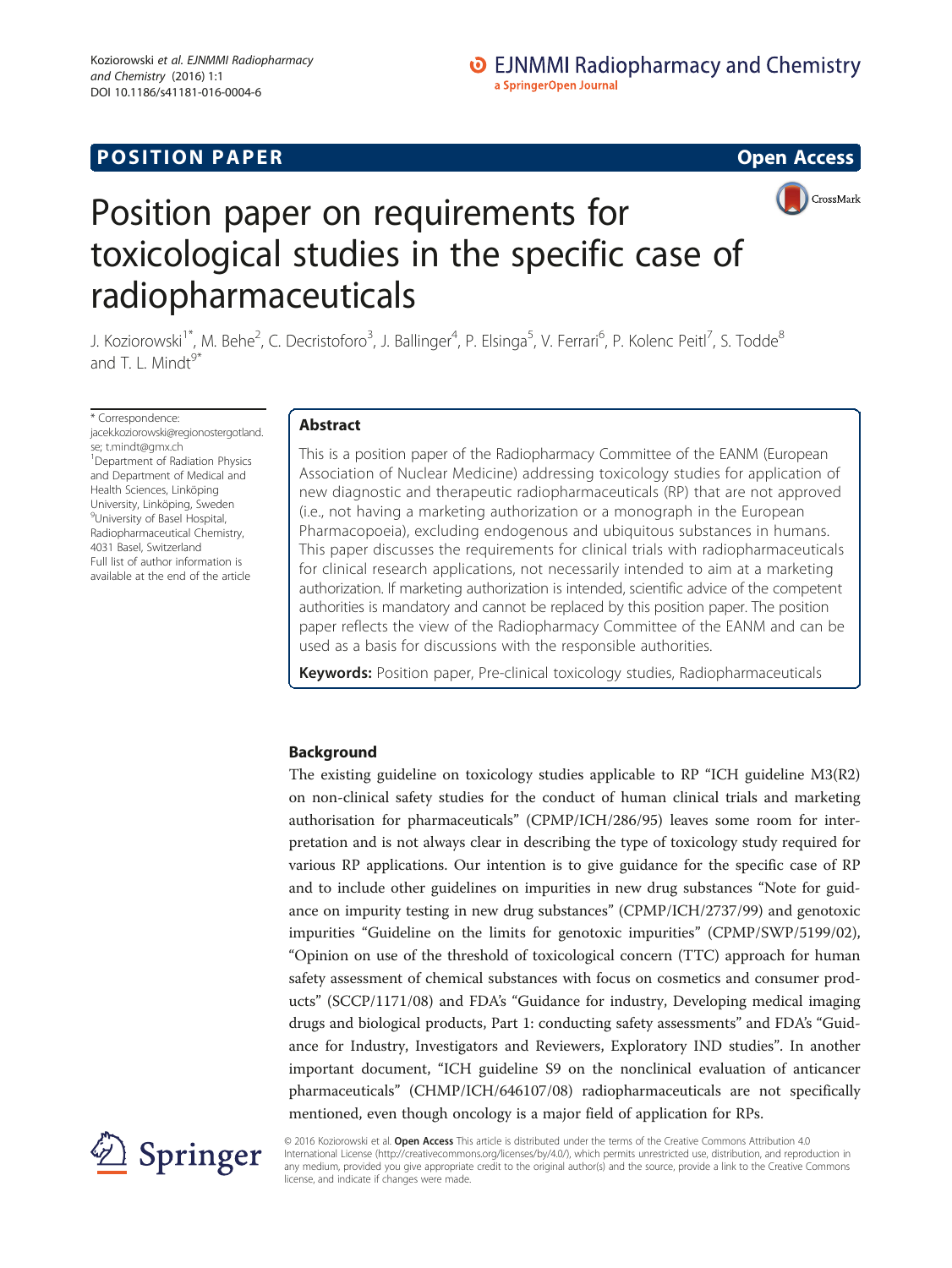POSITION PAPER

Open Access

# Position paper on requirements for toxicological studies in the specific case of radiopharmaceuticals

J. Koziorowski[1*], M. Behe[2], C. Decristoforo[3], J. Ballinger[4], P. Elsinga[5], V. Ferrari[6], P. Kolenc Peitl[7], S. Todde[8] and T. L. Mindt[9*]

\* Correspondence: jacek.koziorowski@regionostergotland.se; t.mindt@gmx.ch
[1]Department of Radiation Physics and Department of Medical and Health Sciences, Linköping University, Linköping, Sweden
[9]University of Basel Hospital, Radiopharmaceutical Chemistry, 4031 Basel, Switzerland
Full list of author information is available at the end of the article

## Abstract

This is a position paper of the Radiopharmacy Committee of the EANM (European Association of Nuclear Medicine) addressing toxicology studies for application of new diagnostic and therapeutic radiopharmaceuticals (RP) that are not approved (i.e., not having a marketing authorization or a monograph in the European Pharmacopoeia), excluding endogenous and ubiquitous substances in humans. This paper discusses the requirements for clinical trials with radiopharmaceuticals for clinical research applications, not necessarily intended to aim at a marketing authorization. If marketing authorization is intended, scientific advice of the competent authorities is mandatory and cannot be replaced by this position paper. The position paper reflects the view of the Radiopharmacy Committee of the EANM and can be used as a basis for discussions with the responsible authorities.

**Keywords:** Position paper, Pre-clinical toxicology studies, Radiopharmaceuticals

## Background

The existing guideline on toxicology studies applicable to RP "ICH guideline M3(R2) on non-clinical safety studies for the conduct of human clinical trials and marketing authorisation for pharmaceuticals" (CPMP/ICH/286/95) leaves some room for interpretation and is not always clear in describing the type of toxicology study required for various RP applications. Our intention is to give guidance for the specific case of RP and to include other guidelines on impurities in new drug substances "Note for guidance on impurity testing in new drug substances" (CPMP/ICH/2737/99) and genotoxic impurities "Guideline on the limits for genotoxic impurities" (CPMP/SWP/5199/02), "Opinion on use of the threshold of toxicological concern (TTC) approach for human safety assessment of chemical substances with focus on cosmetics and consumer products" (SCCP/1171/08) and FDA's "Guidance for industry, Developing medical imaging drugs and biological products, Part 1: conducting safety assessments" and FDA's "Guidance for Industry, Investigators and Reviewers, Exploratory IND studies". In another important document, "ICH guideline S9 on the nonclinical evaluation of anticancer pharmaceuticals" (CHMP/ICH/646107/08) radiopharmaceuticals are not specifically mentioned, even though oncology is a major field of application for RPs.

© 2016 Koziorowski et al. **Open Access** This article is distributed under the terms of the Creative Commons Attribution 4.0 International License (http://creativecommons.org/licenses/by/4.0/), which permits unrestricted use, distribution, and reproduction in any medium, provided you give appropriate credit to the original author(s) and the source, provide a link to the Creative Commons license, and indicate if changes were made.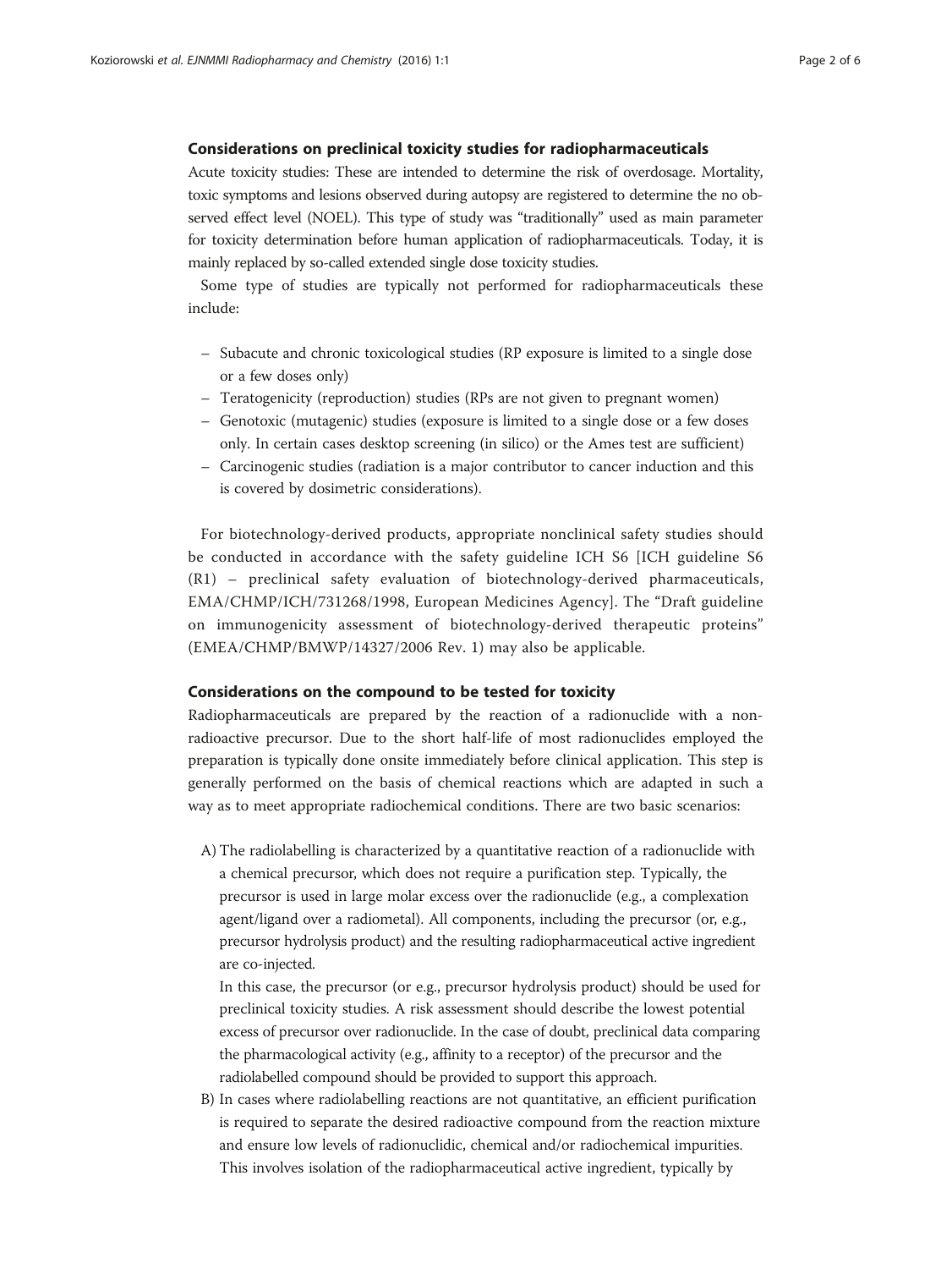### Considerations on preclinical toxicity studies for radiopharmaceuticals

Acute toxicity studies: These are intended to determine the risk of overdosage. Mortality, toxic symptoms and lesions observed during autopsy are registered to determine the no observed effect level (NOEL). This type of study was "traditionally" used as main parameter for toxicity determination before human application of radiopharmaceuticals. Today, it is mainly replaced by so-called extended single dose toxicity studies.

Some type of studies are typically not performed for radiopharmaceuticals these include:

- Subacute and chronic toxicological studies (RP exposure is limited to a single dose or a few doses only)
- Teratogenicity (reproduction) studies (RPs are not given to pregnant women)
- Genotoxic (mutagenic) studies (exposure is limited to a single dose or a few doses only. In certain cases desktop screening (in silico) or the Ames test are sufficient)
- Carcinogenic studies (radiation is a major contributor to cancer induction and this is covered by dosimetric considerations).

For biotechnology-derived products, appropriate nonclinical safety studies should be conducted in accordance with the safety guideline ICH S6 [ICH guideline S6 (R1) – preclinical safety evaluation of biotechnology-derived pharmaceuticals, EMA/CHMP/ICH/731268/1998, European Medicines Agency]. The "Draft guideline on immunogenicity assessment of biotechnology-derived therapeutic proteins" (EMEA/CHMP/BMWP/14327/2006 Rev. 1) may also be applicable.

### Considerations on the compound to be tested for toxicity

Radiopharmaceuticals are prepared by the reaction of a radionuclide with a non-radioactive precursor. Due to the short half-life of most radionuclides employed the preparation is typically done onsite immediately before clinical application. This step is generally performed on the basis of chemical reactions which are adapted in such a way as to meet appropriate radiochemical conditions. There are two basic scenarios:

A) The radiolabelling is characterized by a quantitative reaction of a radionuclide with a chemical precursor, which does not require a purification step. Typically, the precursor is used in large molar excess over the radionuclide (e.g., a complexation agent/ligand over a radiometal). All components, including the precursor (or, e.g., precursor hydrolysis product) and the resulting radiopharmaceutical active ingredient are co-injected.

   In this case, the precursor (or e.g., precursor hydrolysis product) should be used for preclinical toxicity studies. A risk assessment should describe the lowest potential excess of precursor over radionuclide. In the case of doubt, preclinical data comparing the pharmacological activity (e.g., affinity to a receptor) of the precursor and the radiolabelled compound should be provided to support this approach.

B) In cases where radiolabelling reactions are not quantitative, an efficient purification is required to separate the desired radioactive compound from the reaction mixture and ensure low levels of radionuclidic, chemical and/or radiochemical impurities. This involves isolation of the radiopharmaceutical active ingredient, typically by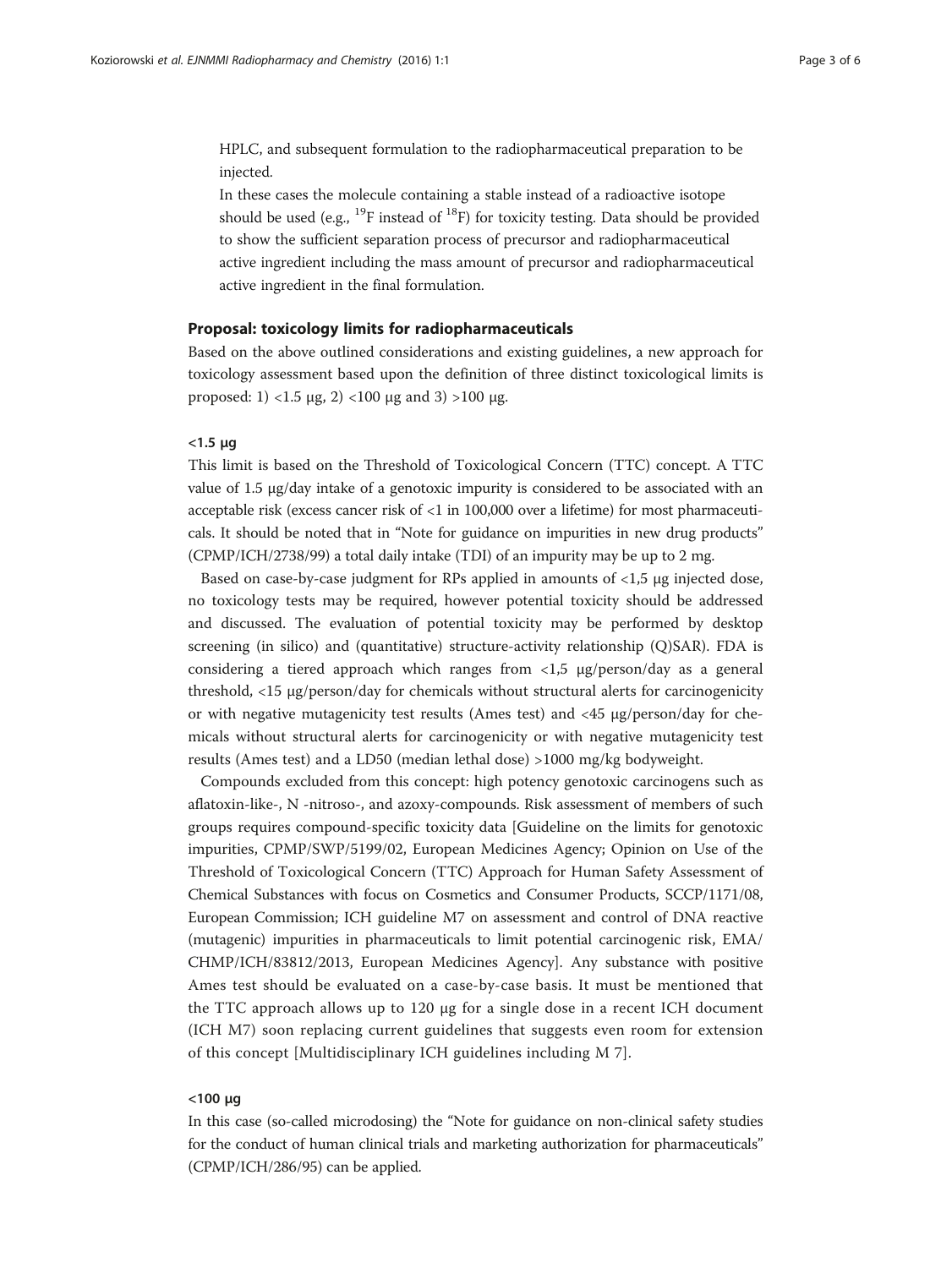HPLC, and subsequent formulation to the radiopharmaceutical preparation to be injected.

In these cases the molecule containing a stable instead of a radioactive isotope should be used (e.g., $^{19}F$ instead of $^{18}F$) for toxicity testing. Data should be provided to show the sufficient separation process of precursor and radiopharmaceutical active ingredient including the mass amount of precursor and radiopharmaceutical active ingredient in the final formulation.

## Proposal: toxicology limits for radiopharmaceuticals

Based on the above outlined considerations and existing guidelines, a new approach for toxicology assessment based upon the definition of three distinct toxicological limits is proposed: 1) <1.5 μg, 2) <100 μg and 3) >100 μg.

### <1.5 μg

This limit is based on the Threshold of Toxicological Concern (TTC) concept. A TTC value of 1.5 μg/day intake of a genotoxic impurity is considered to be associated with an acceptable risk (excess cancer risk of <1 in 100,000 over a lifetime) for most pharmaceuticals. It should be noted that in "Note for guidance on impurities in new drug products" (CPMP/ICH/2738/99) a total daily intake (TDI) of an impurity may be up to 2 mg.

Based on case-by-case judgment for RPs applied in amounts of <1,5 μg injected dose, no toxicology tests may be required, however potential toxicity should be addressed and discussed. The evaluation of potential toxicity may be performed by desktop screening (in silico) and (quantitative) structure-activity relationship (Q)SAR). FDA is considering a tiered approach which ranges from <1,5 μg/person/day as a general threshold, <15 μg/person/day for chemicals without structural alerts for carcinogenicity or with negative mutagenicity test results (Ames test) and <45 μg/person/day for chemicals without structural alerts for carcinogenicity or with negative mutagenicity test results (Ames test) and a LD50 (median lethal dose) >1000 mg/kg bodyweight.

Compounds excluded from this concept: high potency genotoxic carcinogens such as aflatoxin-like-, N -nitroso-, and azoxy-compounds. Risk assessment of members of such groups requires compound-specific toxicity data [Guideline on the limits for genotoxic impurities, CPMP/SWP/5199/02, European Medicines Agency; Opinion on Use of the Threshold of Toxicological Concern (TTC) Approach for Human Safety Assessment of Chemical Substances with focus on Cosmetics and Consumer Products, SCCP/1171/08, European Commission; ICH guideline M7 on assessment and control of DNA reactive (mutagenic) impurities in pharmaceuticals to limit potential carcinogenic risk, EMA/CHMP/ICH/83812/2013, European Medicines Agency]. Any substance with positive Ames test should be evaluated on a case-by-case basis. It must be mentioned that the TTC approach allows up to 120 μg for a single dose in a recent ICH document (ICH M7) soon replacing current guidelines that suggests even room for extension of this concept [Multidisciplinary ICH guidelines including M 7].

### <100 μg

In this case (so-called microdosing) the "Note for guidance on non-clinical safety studies for the conduct of human clinical trials and marketing authorization for pharmaceuticals" (CPMP/ICH/286/95) can be applied.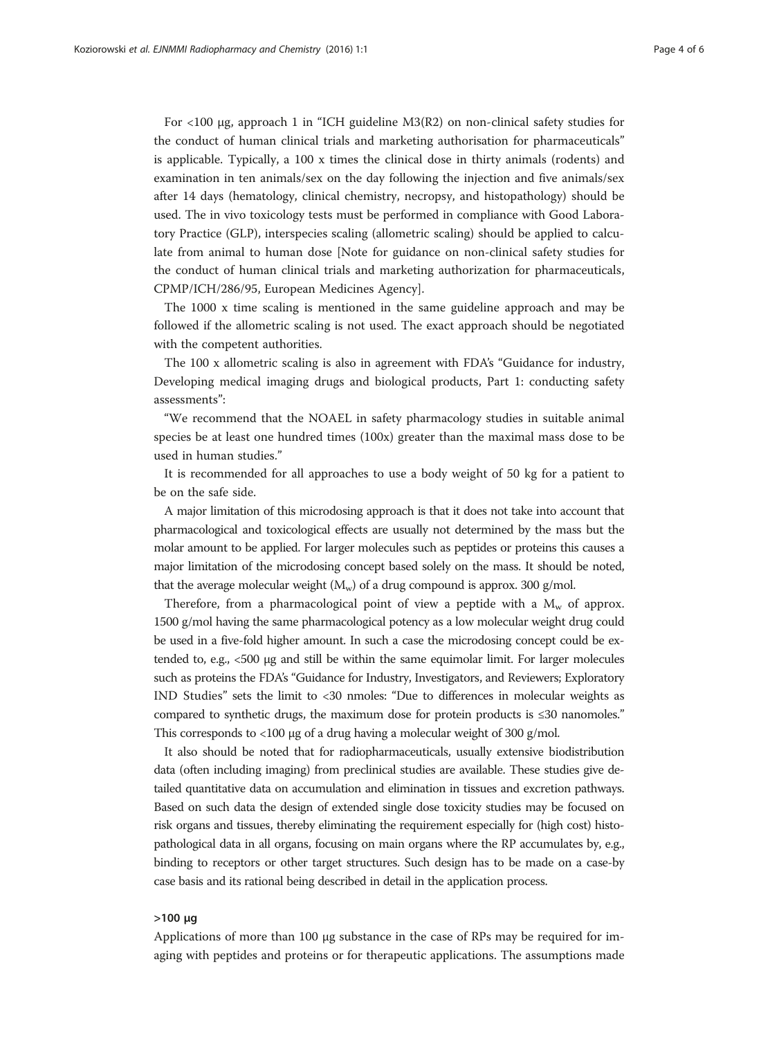For <100 μg, approach 1 in "ICH guideline M3(R2) on non-clinical safety studies for the conduct of human clinical trials and marketing authorisation for pharmaceuticals" is applicable. Typically, a 100 x times the clinical dose in thirty animals (rodents) and examination in ten animals/sex on the day following the injection and five animals/sex after 14 days (hematology, clinical chemistry, necropsy, and histopathology) should be used. The in vivo toxicology tests must be performed in compliance with Good Laboratory Practice (GLP), interspecies scaling (allometric scaling) should be applied to calculate from animal to human dose [Note for guidance on non-clinical safety studies for the conduct of human clinical trials and marketing authorization for pharmaceuticals, CPMP/ICH/286/95, European Medicines Agency].

The 1000 x time scaling is mentioned in the same guideline approach and may be followed if the allometric scaling is not used. The exact approach should be negotiated with the competent authorities.

The 100 x allometric scaling is also in agreement with FDA's "Guidance for industry, Developing medical imaging drugs and biological products, Part 1: conducting safety assessments":

"We recommend that the NOAEL in safety pharmacology studies in suitable animal species be at least one hundred times (100x) greater than the maximal mass dose to be used in human studies."

It is recommended for all approaches to use a body weight of 50 kg for a patient to be on the safe side.

A major limitation of this microdosing approach is that it does not take into account that pharmacological and toxicological effects are usually not determined by the mass but the molar amount to be applied. For larger molecules such as peptides or proteins this causes a major limitation of the microdosing concept based solely on the mass. It should be noted, that the average molecular weight ($M_w$) of a drug compound is approx. 300 g/mol.

Therefore, from a pharmacological point of view a peptide with a $M_w$ of approx. 1500 g/mol having the same pharmacological potency as a low molecular weight drug could be used in a five-fold higher amount. In such a case the microdosing concept could be extended to, e.g., <500 μg and still be within the same equimolar limit. For larger molecules such as proteins the FDA's "Guidance for Industry, Investigators, and Reviewers; Exploratory IND Studies" sets the limit to <30 nmoles: "Due to differences in molecular weights as compared to synthetic drugs, the maximum dose for protein products is ≤30 nanomoles." This corresponds to <100 μg of a drug having a molecular weight of 300 g/mol.

It also should be noted that for radiopharmaceuticals, usually extensive biodistribution data (often including imaging) from preclinical studies are available. These studies give detailed quantitative data on accumulation and elimination in tissues and excretion pathways. Based on such data the design of extended single dose toxicity studies may be focused on risk organs and tissues, thereby eliminating the requirement especially for (high cost) histopathological data in all organs, focusing on main organs where the RP accumulates by, e.g., binding to receptors or other target structures. Such design has to be made on a case-by case basis and its rational being described in detail in the application process.

### >100 μg

Applications of more than 100 μg substance in the case of RPs may be required for imaging with peptides and proteins or for therapeutic applications. The assumptions made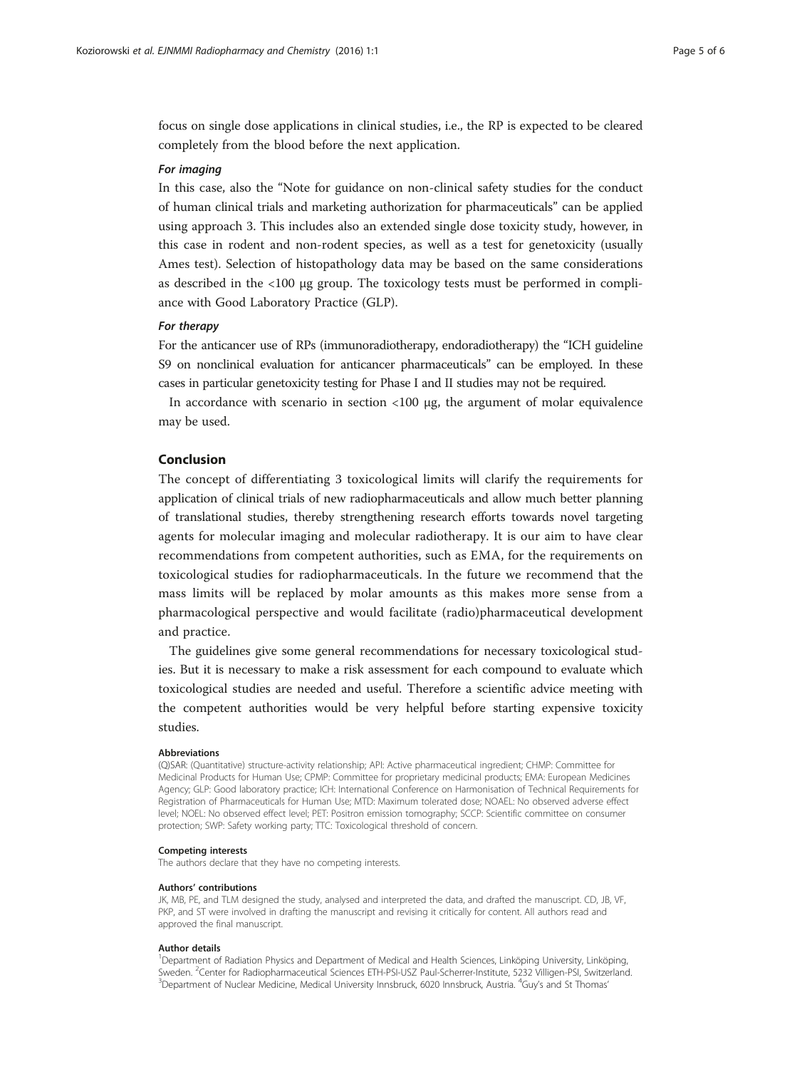focus on single dose applications in clinical studies, i.e., the RP is expected to be cleared completely from the blood before the next application.

### *For imaging*

In this case, also the "Note for guidance on non-clinical safety studies for the conduct of human clinical trials and marketing authorization for pharmaceuticals" can be applied using approach 3. This includes also an extended single dose toxicity study, however, in this case in rodent and non-rodent species, as well as a test for genetoxicity (usually Ames test). Selection of histopathology data may be based on the same considerations as described in the <100 μg group. The toxicology tests must be performed in compliance with Good Laboratory Practice (GLP).

### *For therapy*

For the anticancer use of RPs (immunoradiotherapy, endoradiotherapy) the "ICH guideline S9 on nonclinical evaluation for anticancer pharmaceuticals" can be employed. In these cases in particular genetoxicity testing for Phase I and II studies may not be required.

In accordance with scenario in section <100 μg, the argument of molar equivalence may be used.

## Conclusion

The concept of differentiating 3 toxicological limits will clarify the requirements for application of clinical trials of new radiopharmaceuticals and allow much better planning of translational studies, thereby strengthening research efforts towards novel targeting agents for molecular imaging and molecular radiotherapy. It is our aim to have clear recommendations from competent authorities, such as EMA, for the requirements on toxicological studies for radiopharmaceuticals. In the future we recommend that the mass limits will be replaced by molar amounts as this makes more sense from a pharmacological perspective and would facilitate (radio)pharmaceutical development and practice.

The guidelines give some general recommendations for necessary toxicological studies. But it is necessary to make a risk assessment for each compound to evaluate which toxicological studies are needed and useful. Therefore a scientific advice meeting with the competent authorities would be very helpful before starting expensive toxicity studies.

#### Abbreviations

(Q)SAR: (Quantitative) structure-activity relationship; API: Active pharmaceutical ingredient; CHMP: Committee for Medicinal Products for Human Use; CPMP: Committee for proprietary medicinal products; EMA: European Medicines Agency; GLP: Good laboratory practice; ICH: International Conference on Harmonisation of Technical Requirements for Registration of Pharmaceuticals for Human Use; MTD: Maximum tolerated dose; NOAEL: No observed adverse effect level; NOEL: No observed effect level; PET: Positron emission tomography; SCCP: Scientific committee on consumer protection; SWP: Safety working party; TTC: Toxicological threshold of concern.

#### Competing interests

The authors declare that they have no competing interests.

#### Authors' contributions

JK, MB, PE, and TLM designed the study, analysed and interpreted the data, and drafted the manuscript. CD, JB, VF, PKP, and ST were involved in drafting the manuscript and revising it critically for content. All authors read and approved the final manuscript.

#### Author details

[1]Department of Radiation Physics and Department of Medical and Health Sciences, Linköping University, Linköping, Sweden. [2]Center for Radiopharmaceutical Sciences ETH-PSI-USZ Paul-Scherrer-Institute, 5232 Villigen-PSI, Switzerland. [3]Department of Nuclear Medicine, Medical University Innsbruck, 6020 Innsbruck, Austria. [4]Guy's and St Thomas'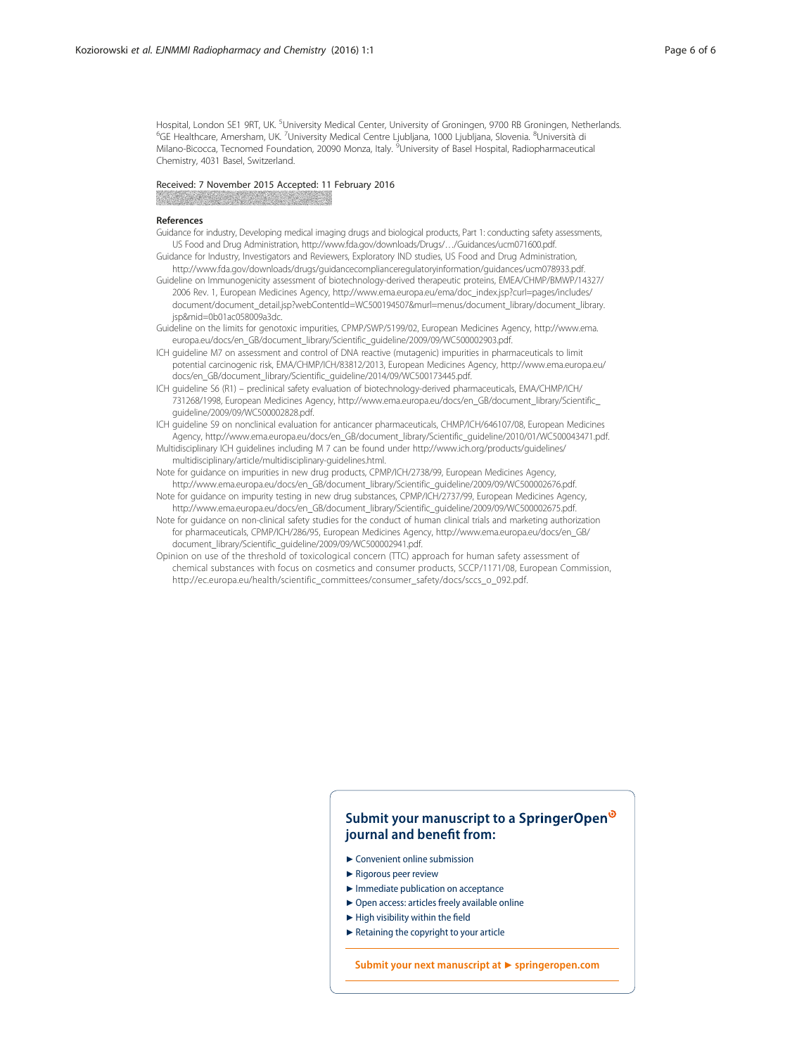Hospital, London SE1 9RT, UK. [5]University Medical Center, University of Groningen, 9700 RB Groningen, Netherlands. [6]GE Healthcare, Amersham, UK. [7]University Medical Centre Ljubljana, 1000 Ljubljana, Slovenia. [8]Università di Milano-Bicocca, Tecnomed Foundation, 20090 Monza, Italy. [9]University of Basel Hospital, Radiopharmaceutical Chemistry, 4031 Basel, Switzerland.

Received: 7 November 2015 Accepted: 11 February 2016

## References

Guidance for industry, Developing medical imaging drugs and biological products, Part 1: conducting safety assessments, US Food and Drug Administration, http://www.fda.gov/downloads/Drugs/…/Guidances/ucm071600.pdf.

Guidance for Industry, Investigators and Reviewers, Exploratory IND studies, US Food and Drug Administration, http://www.fda.gov/downloads/drugs/guidancecomplianceregulatoryinformation/guidances/ucm078933.pdf.

Guideline on Immunogenicity assessment of biotechnology-derived therapeutic proteins, EMEA/CHMP/BMWP/14327/2006 Rev. 1, European Medicines Agency, http://www.ema.europa.eu/ema/doc_index.jsp?curl=pages/includes/document/document_detail.jsp?webContentId=WC500194507&murl=menus/document_library/document_library.jsp&mid=0b01ac058009a3dc.

Guideline on the limits for genotoxic impurities, CPMP/SWP/5199/02, European Medicines Agency, http://www.ema.europa.eu/docs/en_GB/document_library/Scientific_guideline/2009/09/WC500002903.pdf.

ICH guideline M7 on assessment and control of DNA reactive (mutagenic) impurities in pharmaceuticals to limit potential carcinogenic risk, EMA/CHMP/ICH/83812/2013, European Medicines Agency, http://www.ema.europa.eu/docs/en_GB/document_library/Scientific_guideline/2014/09/WC500173445.pdf.

ICH guideline S6 (R1) – preclinical safety evaluation of biotechnology-derived pharmaceuticals, EMA/CHMP/ICH/731268/1998, European Medicines Agency, http://www.ema.europa.eu/docs/en_GB/document_library/Scientific_guideline/2009/09/WC500002828.pdf.

ICH guideline S9 on nonclinical evaluation for anticancer pharmaceuticals, CHMP/ICH/646107/08, European Medicines Agency, http://www.ema.europa.eu/docs/en_GB/document_library/Scientific_guideline/2010/01/WC500043471.pdf.

Multidisciplinary ICH guidelines including M 7 can be found under http://www.ich.org/products/guidelines/multidisciplinary/article/multidisciplinary-guidelines.html.

Note for guidance on impurities in new drug products, CPMP/ICH/2738/99, European Medicines Agency, http://www.ema.europa.eu/docs/en_GB/document_library/Scientific_guideline/2009/09/WC500002676.pdf.

Note for guidance on impurity testing in new drug substances, CPMP/ICH/2737/99, European Medicines Agency, http://www.ema.europa.eu/docs/en_GB/document_library/Scientific_guideline/2009/09/WC500002675.pdf.

Note for guidance on non-clinical safety studies for the conduct of human clinical trials and marketing authorization for pharmaceuticals, CPMP/ICH/286/95, European Medicines Agency, http://www.ema.europa.eu/docs/en_GB/document_library/Scientific_guideline/2009/09/WC500002941.pdf.

Opinion on use of the threshold of toxicological concern (TTC) approach for human safety assessment of chemical substances with focus on cosmetics and consumer products, SCCP/1171/08, European Commission, http://ec.europa.eu/health/scientific_committees/consumer_safety/docs/sccs_o_092.pdf.

**Submit your manuscript to a SpringerOpen journal and benefit from:**

- ► Convenient online submission
- ► Rigorous peer review
- ► Immediate publication on acceptance
- ► Open access: articles freely available online
- ► High visibility within the field
- ► Retaining the copyright to your article

**Submit your next manuscript at ► springeropen.com**